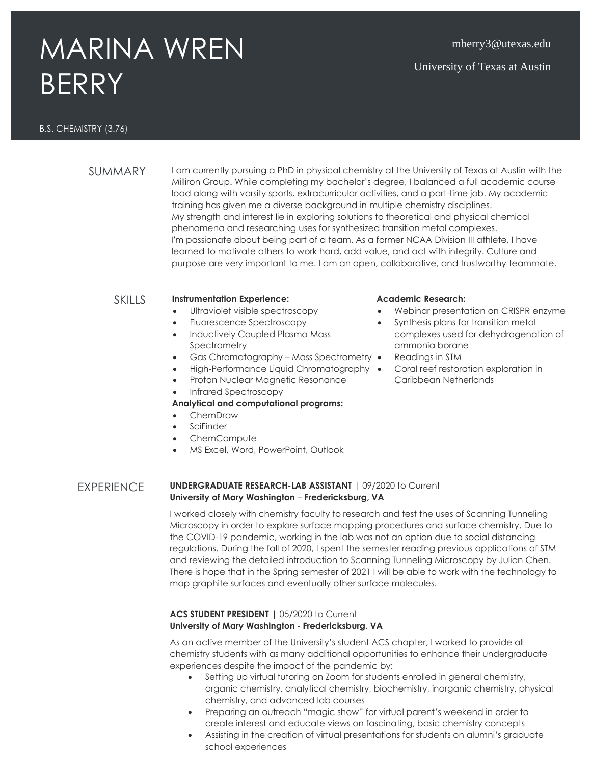# MARINA WREN BERRY

mberry3@utexas.edu

University of Texas at Austin

B.S. CHEMISTRY (3.76)

## SUMMARY

I am currently pursuing a PhD in physical chemistry at the University of Texas at Austin with the Milliron Group. While completing my bachelor's degree, I balanced a full academic course load along with varsity sports, extracurricular activities, and a part-time job. My academic training has given me a diverse background in multiple chemistry disciplines.
My strength and interest lie in exploring solutions to theoretical and physical chemical phenomena and researching uses for synthesized transition metal complexes.
I'm passionate about being part of a team. As a former NCAA Division III athlete, I have learned to motivate others to work hard, add value, and act with integrity. Culture and purpose are very important to me. I am an open, collaborative, and trustworthy teammate.

## SKILLS

**Instrumentation Experience:**

- Ultraviolet visible spectroscopy
- Fluorescence Spectroscopy
- Inductively Coupled Plasma Mass Spectrometry
- Gas Chromatography – Mass Spectrometry
- High-Performance Liquid Chromatography
- Proton Nuclear Magnetic Resonance
- Infrared Spectroscopy

**Analytical and computational programs:**

- ChemDraw
- SciFinder
- ChemCompute
- MS Excel, Word, PowerPoint, Outlook

**Academic Research:**

- Webinar presentation on CRISPR enzyme
- Synthesis plans for transition metal complexes used for dehydrogenation of ammonia borane
- Readings in STM
- Coral reef restoration exploration in Caribbean Netherlands

## EXPERIENCE

**UNDERGRADUATE RESEARCH-LAB ASSISTANT** | 09/2020 to Current
**University of Mary Washington – Fredericksburg, VA**

I worked closely with chemistry faculty to research and test the uses of Scanning Tunneling Microscopy in order to explore surface mapping procedures and surface chemistry. Due to the COVID-19 pandemic, working in the lab was not an option due to social distancing regulations. During the fall of 2020, I spent the semester reading previous applications of STM and reviewing the detailed introduction to Scanning Tunneling Microscopy by Julian Chen. There is hope that in the Spring semester of 2021 I will be able to work with the technology to map graphite surfaces and eventually other surface molecules.

**ACS STUDENT PRESIDENT** | 05/2020 to Current
**University of Mary Washington - Fredericksburg, VA**

As an active member of the University's student ACS chapter, I worked to provide all chemistry students with as many additional opportunities to enhance their undergraduate experiences despite the impact of the pandemic by:

- Setting up virtual tutoring on Zoom for students enrolled in general chemistry, organic chemistry, analytical chemistry, biochemistry, inorganic chemistry, physical chemistry, and advanced lab courses
- Preparing an outreach "magic show" for virtual parent's weekend in order to create interest and educate views on fascinating, basic chemistry concepts
- Assisting in the creation of virtual presentations for students on alumni's graduate school experiences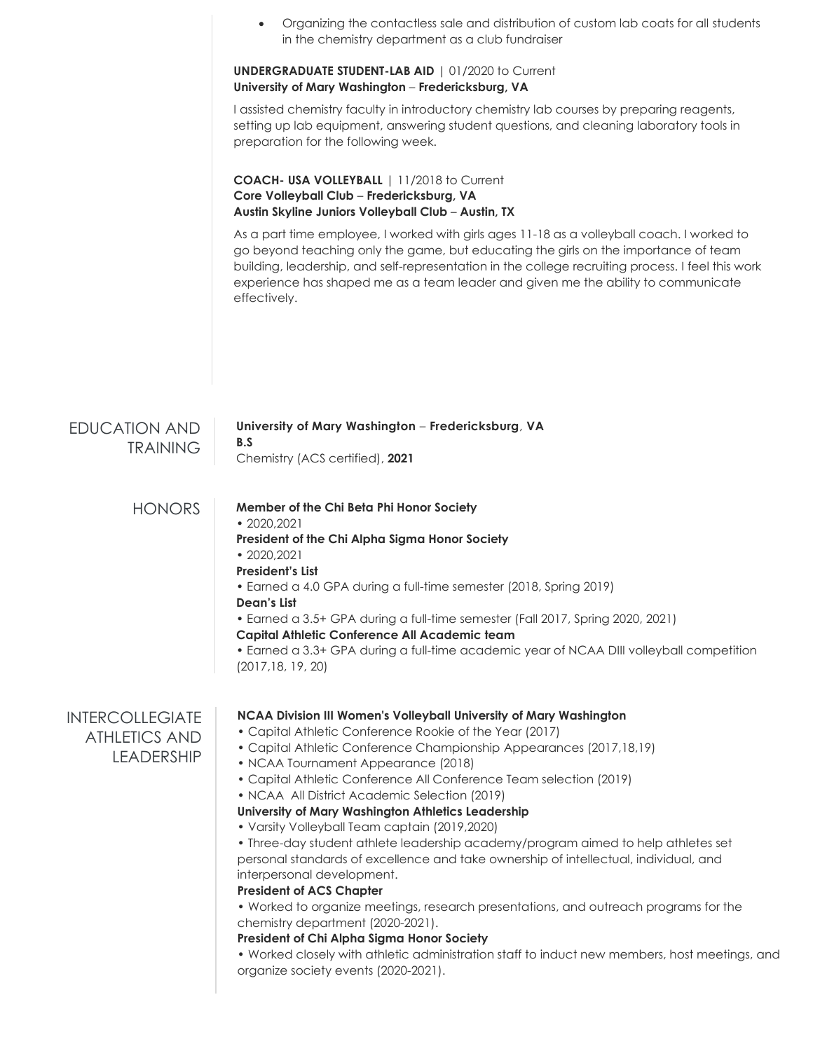- Organizing the contactless sale and distribution of custom lab coats for all students in the chemistry department as a club fundraiser

**UNDERGRADUATE STUDENT-LAB AID** | 01/2020 to Current
**University of Mary Washington** – **Fredericksburg, VA**

I assisted chemistry faculty in introductory chemistry lab courses by preparing reagents, setting up lab equipment, answering student questions, and cleaning laboratory tools in preparation for the following week.

**COACH- USA VOLLEYBALL** | 11/2018 to Current
**Core Volleyball Club** – **Fredericksburg, VA**
**Austin Skyline Juniors Volleyball Club** – **Austin, TX**

As a part time employee, I worked with girls ages 11-18 as a volleyball coach. I worked to go beyond teaching only the game, but educating the girls on the importance of team building, leadership, and self-representation in the college recruiting process. I feel this work experience has shaped me as a team leader and given me the ability to communicate effectively.

## EDUCATION AND TRAINING

**University of Mary Washington** – **Fredericksburg**, **VA**
**B.S**
Chemistry (ACS certified), **2021**

## HONORS

**Member of the Chi Beta Phi Honor Society**
- 2020,2021

**President of the Chi Alpha Sigma Honor Society**
- 2020,2021

**President's List**
- Earned a 4.0 GPA during a full-time semester (2018, Spring 2019)

**Dean's List**
- Earned a 3.5+ GPA during a full-time semester (Fall 2017, Spring 2020, 2021)

**Capital Athletic Conference All Academic team**
- Earned a 3.3+ GPA during a full-time academic year of NCAA DIII volleyball competition (2017,18, 19, 20)

## INTERCOLLEGIATE ATHLETICS AND LEADERSHIP

**NCAA Division III Women's Volleyball University of Mary Washington**
- Capital Athletic Conference Rookie of the Year (2017)
- Capital Athletic Conference Championship Appearances (2017,18,19)
- NCAA Tournament Appearance (2018)
- Capital Athletic Conference All Conference Team selection (2019)
- NCAA All District Academic Selection (2019)

**University of Mary Washington Athletics Leadership**
- Varsity Volleyball Team captain (2019,2020)
- Three-day student athlete leadership academy/program aimed to help athletes set personal standards of excellence and take ownership of intellectual, individual, and interpersonal development.

**President of ACS Chapter**
- Worked to organize meetings, research presentations, and outreach programs for the chemistry department (2020-2021).

**President of Chi Alpha Sigma Honor Society**
- Worked closely with athletic administration staff to induct new members, host meetings, and organize society events (2020-2021).